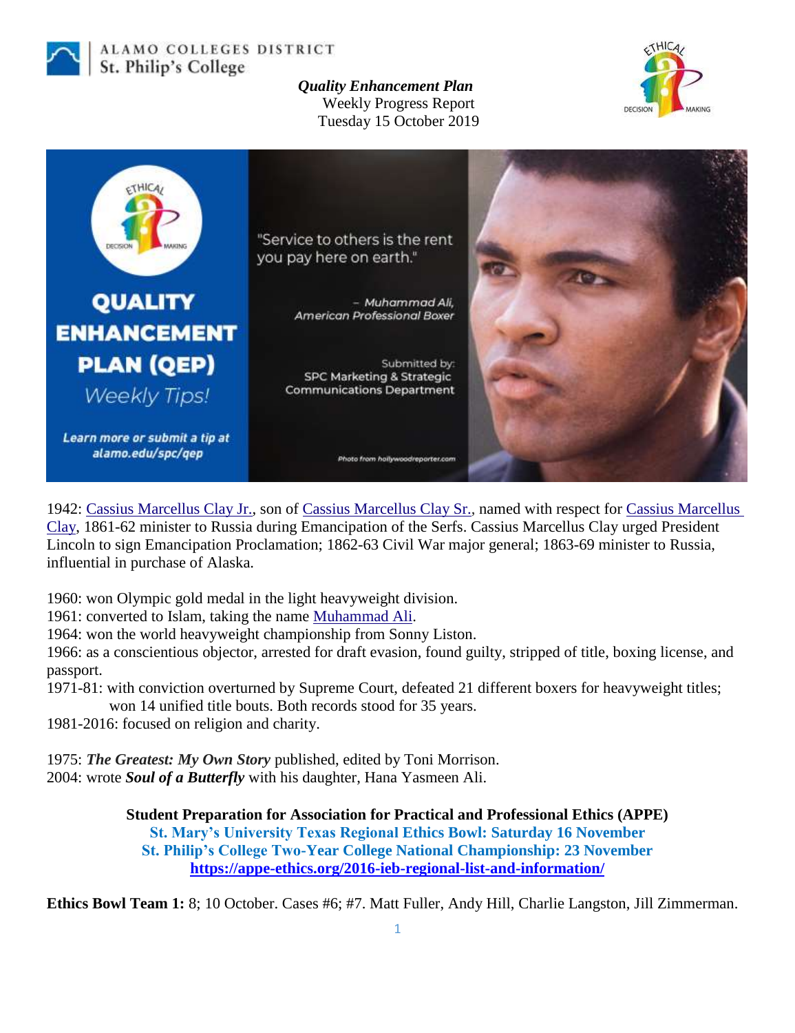ALAMO COLLEGES DISTRICT
St. Philip's College

***Quality Enhancement Plan***
Weekly Progress Report
Tuesday 15 October 2019

QUALITY ENHANCEMENT PLAN (QEP)
*Weekly Tips!*

**Learn more or submit a tip at alamo.edu/spc/qep**

"Service to others is the rent you pay here on earth."

– *Muhammad Ali, American Professional Boxer*

Submitted by: SPC Marketing & Strategic Communications Department

*Photo from hollywoodreporter.com*

1942: Cassius Marcellus Clay Jr., son of Cassius Marcellus Clay Sr., named with respect for Cassius Marcellus Clay, 1861-62 minister to Russia during Emancipation of the Serfs. Cassius Marcellus Clay urged President Lincoln to sign Emancipation Proclamation; 1862-63 Civil War major general; 1863-69 minister to Russia, influential in purchase of Alaska.

1960: won Olympic gold medal in the light heavyweight division.
1961: converted to Islam, taking the name Muhammad Ali.
1964: won the world heavyweight championship from Sonny Liston.
1966: as a conscientious objector, arrested for draft evasion, found guilty, stripped of title, boxing license, and passport.
1971-81: with conviction overturned by Supreme Court, defeated 21 different boxers for heavyweight titles; won 14 unified title bouts. Both records stood for 35 years.
1981-2016: focused on religion and charity.

1975: ***The Greatest: My Own Story*** published, edited by Toni Morrison.
2004: wrote ***Soul of a Butterfly*** with his daughter, Hana Yasmeen Ali.

**Student Preparation for Association for Practical and Professional Ethics (APPE)**
**St. Mary's University Texas Regional Ethics Bowl: Saturday 16 November**
**St. Philip's College Two-Year College National Championship: 23 November**
**https://appe-ethics.org/2016-ieb-regional-list-and-information/**

**Ethics Bowl Team 1:** 8; 10 October. Cases #6; #7. Matt Fuller, Andy Hill, Charlie Langston, Jill Zimmerman.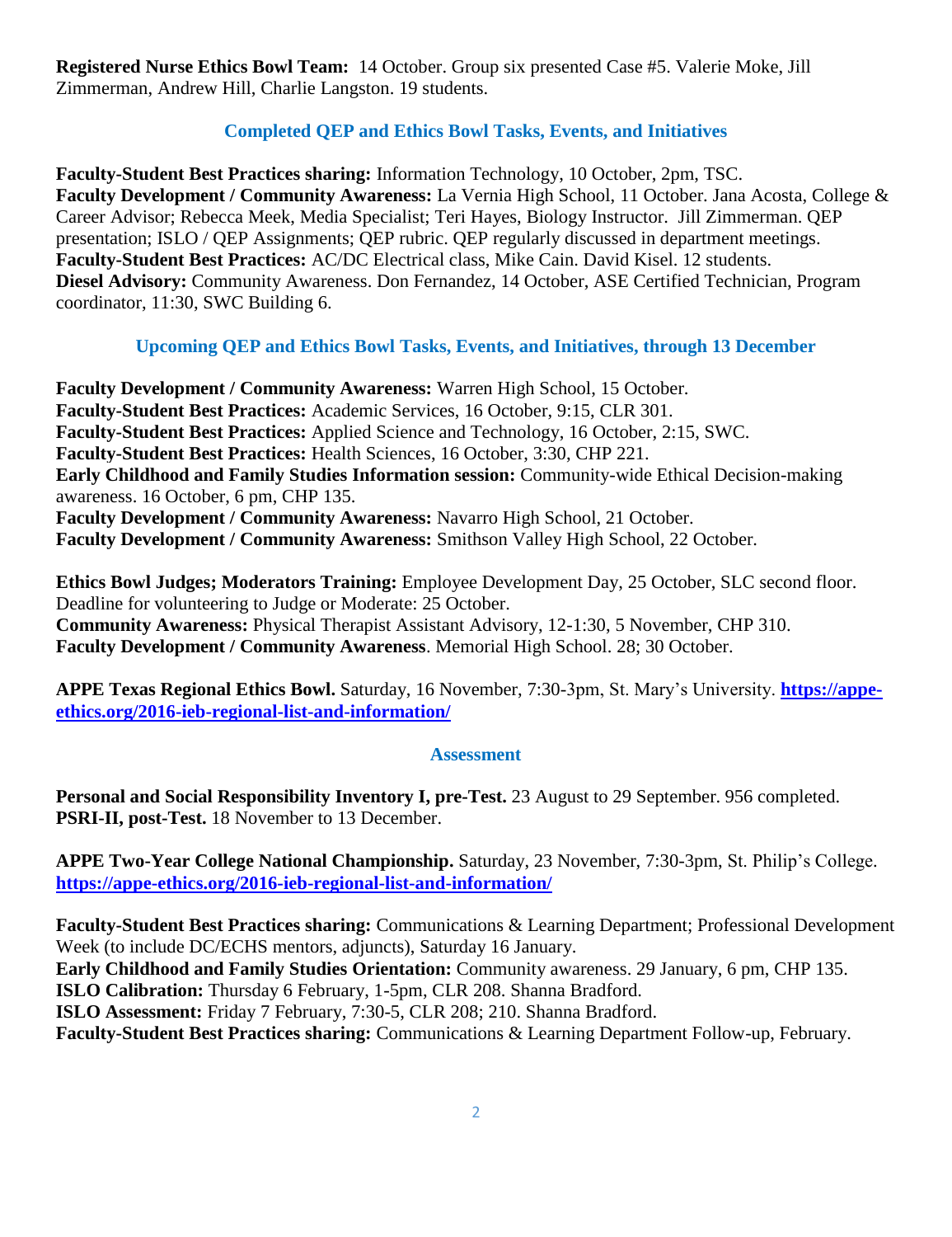**Registered Nurse Ethics Bowl Team:** 14 October. Group six presented Case #5. Valerie Moke, Jill Zimmerman, Andrew Hill, Charlie Langston. 19 students.

## Completed QEP and Ethics Bowl Tasks, Events, and Initiatives

**Faculty-Student Best Practices sharing:** Information Technology, 10 October, 2pm, TSC.
**Faculty Development / Community Awareness:** La Vernia High School, 11 October. Jana Acosta, College & Career Advisor; Rebecca Meek, Media Specialist; Teri Hayes, Biology Instructor. Jill Zimmerman. QEP presentation; ISLO / QEP Assignments; QEP rubric. QEP regularly discussed in department meetings.
**Faculty-Student Best Practices:** AC/DC Electrical class, Mike Cain. David Kisel. 12 students.
**Diesel Advisory:** Community Awareness. Don Fernandez, 14 October, ASE Certified Technician, Program coordinator, 11:30, SWC Building 6.

## Upcoming QEP and Ethics Bowl Tasks, Events, and Initiatives, through 13 December

**Faculty Development / Community Awareness:** Warren High School, 15 October.
**Faculty-Student Best Practices:** Academic Services, 16 October, 9:15, CLR 301.
**Faculty-Student Best Practices:** Applied Science and Technology, 16 October, 2:15, SWC.
**Faculty-Student Best Practices:** Health Sciences, 16 October, 3:30, CHP 221.
**Early Childhood and Family Studies Information session:** Community-wide Ethical Decision-making awareness. 16 October, 6 pm, CHP 135.
**Faculty Development / Community Awareness:** Navarro High School, 21 October.
**Faculty Development / Community Awareness:** Smithson Valley High School, 22 October.

**Ethics Bowl Judges; Moderators Training:** Employee Development Day, 25 October, SLC second floor. Deadline for volunteering to Judge or Moderate: 25 October.
**Community Awareness:** Physical Therapist Assistant Advisory, 12-1:30, 5 November, CHP 310.
**Faculty Development / Community Awareness**. Memorial High School. 28; 30 October.

**APPE Texas Regional Ethics Bowl.** Saturday, 16 November, 7:30-3pm, St. Mary's University. [https://appe-ethics.org/2016-ieb-regional-list-and-information/](https://appe-ethics.org/2016-ieb-regional-list-and-information/)

## Assessment

**Personal and Social Responsibility Inventory I, pre-Test.** 23 August to 29 September. 956 completed.
**PSRI-II, post-Test.** 18 November to 13 December.

**APPE Two-Year College National Championship.** Saturday, 23 November, 7:30-3pm, St. Philip's College. [https://appe-ethics.org/2016-ieb-regional-list-and-information/](https://appe-ethics.org/2016-ieb-regional-list-and-information/)

**Faculty-Student Best Practices sharing:** Communications & Learning Department; Professional Development Week (to include DC/ECHS mentors, adjuncts), Saturday 16 January.
**Early Childhood and Family Studies Orientation:** Community awareness. 29 January, 6 pm, CHP 135.
**ISLO Calibration:** Thursday 6 February, 1-5pm, CLR 208. Shanna Bradford.
**ISLO Assessment:** Friday 7 February, 7:30-5, CLR 208; 210. Shanna Bradford.
**Faculty-Student Best Practices sharing:** Communications & Learning Department Follow-up, February.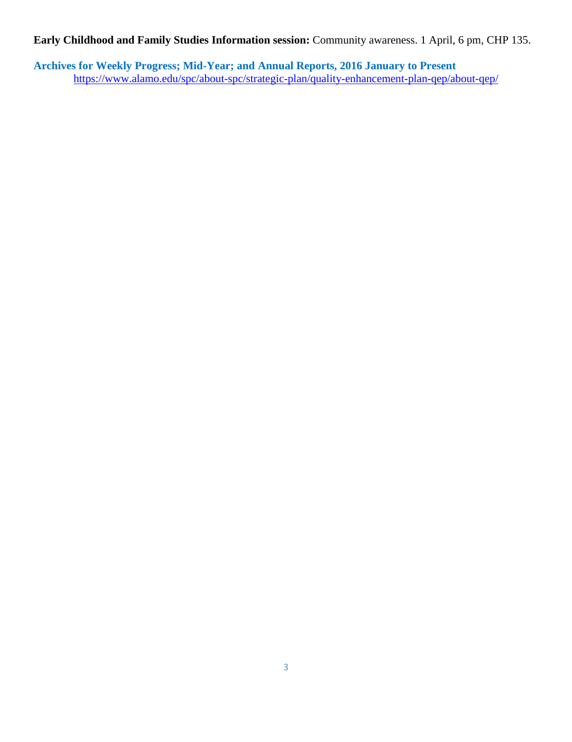**Early Childhood and Family Studies Information session:** Community awareness. 1 April, 6 pm, CHP 135.

**Archives for Weekly Progress; Mid-Year; and Annual Reports, 2016 January to Present**

https://www.alamo.edu/spc/about-spc/strategic-plan/quality-enhancement-plan-qep/about-qep/